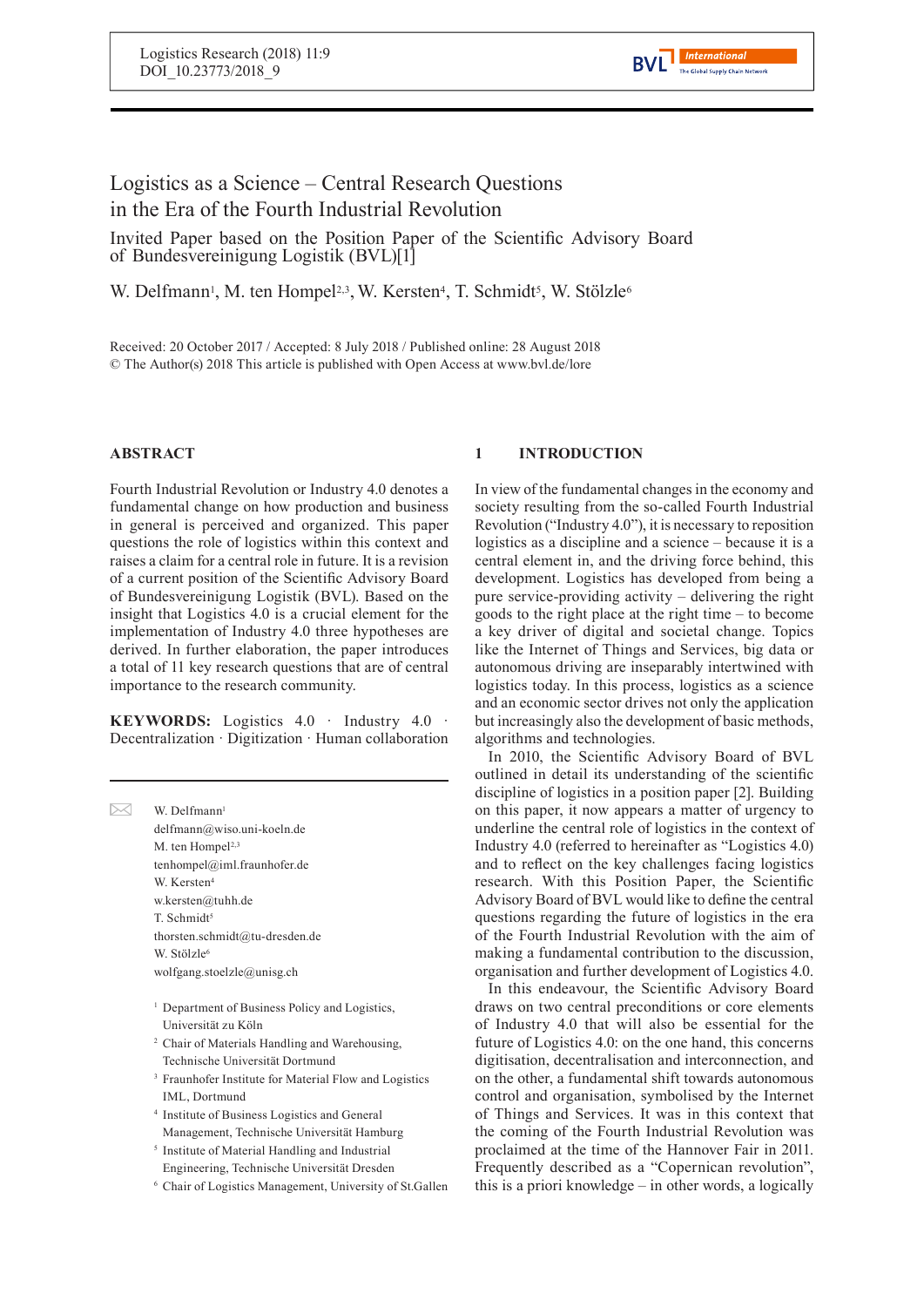# Logistics as a Science – Central Research Questions in the Era of the Fourth Industrial Revolution

Invited Paper based on the Position Paper of the Scientific Advisory Board of Bundesvereinigung Logistik (BVL)[1]

W. Delfmann[1], M. ten Hompel[2,3], W. Kersten[4], T. Schmidt[5], W. Stölzle[6]

Received: 20 October 2017 / Accepted: 8 July 2018 / Published online: 28 August 2018
© The Author(s) 2018 This article is published with Open Access at www.bvl.de/lore

## ABSTRACT

Fourth Industrial Revolution or Industry 4.0 denotes a fundamental change on how production and business in general is perceived and organized. This paper questions the role of logistics within this context and raises a claim for a central role in future. It is a revision of a current position of the Scientific Advisory Board of Bundesvereinigung Logistik (BVL). Based on the insight that Logistics 4.0 is a crucial element for the implementation of Industry 4.0 three hypotheses are derived. In further elaboration, the paper introduces a total of 11 key research questions that are of central importance to the research community.

**KEYWORDS:** Logistics 4.0 · Industry 4.0 · Decentralization · Digitization · Human collaboration

W. Delfmann[1]
delfmann@wiso.uni-koeln.de
M. ten Hompel[2,3]
tenhompel@iml.fraunhofer.de
W. Kersten[4]
w.kersten@tuhh.de
T. Schmidt[5]
thorsten.schmidt@tu-dresden.de
W. Stölzle[6]
wolfgang.stoelzle@unisg.ch

[1] Department of Business Policy and Logistics, Universität zu Köln
[2] Chair of Materials Handling and Warehousing, Technische Universität Dortmund
[3] Fraunhofer Institute for Material Flow and Logistics IML, Dortmund
[4] Institute of Business Logistics and General Management, Technische Universität Hamburg
[5] Institute of Material Handling and Industrial Engineering, Technische Universität Dresden
[6] Chair of Logistics Management, University of St.Gallen

## 1 INTRODUCTION

In view of the fundamental changes in the economy and society resulting from the so-called Fourth Industrial Revolution ("Industry 4.0"), it is necessary to reposition logistics as a discipline and a science – because it is a central element in, and the driving force behind, this development. Logistics has developed from being a pure service-providing activity – delivering the right goods to the right place at the right time – to become a key driver of digital and societal change. Topics like the Internet of Things and Services, big data or autonomous driving are inseparably intertwined with logistics today. In this process, logistics as a science and an economic sector drives not only the application but increasingly also the development of basic methods, algorithms and technologies.

In 2010, the Scientific Advisory Board of BVL outlined in detail its understanding of the scientific discipline of logistics in a position paper [2]. Building on this paper, it now appears a matter of urgency to underline the central role of logistics in the context of Industry 4.0 (referred to hereinafter as "Logistics 4.0) and to reflect on the key challenges facing logistics research. With this Position Paper, the Scientific Advisory Board of BVL would like to define the central questions regarding the future of logistics in the era of the Fourth Industrial Revolution with the aim of making a fundamental contribution to the discussion, organisation and further development of Logistics 4.0.

In this endeavour, the Scientific Advisory Board draws on two central preconditions or core elements of Industry 4.0 that will also be essential for the future of Logistics 4.0: on the one hand, this concerns digitisation, decentralisation and interconnection, and on the other, a fundamental shift towards autonomous control and organisation, symbolised by the Internet of Things and Services. It was in this context that the coming of the Fourth Industrial Revolution was proclaimed at the time of the Hannover Fair in 2011. Frequently described as a "Copernican revolution", this is a priori knowledge – in other words, a logically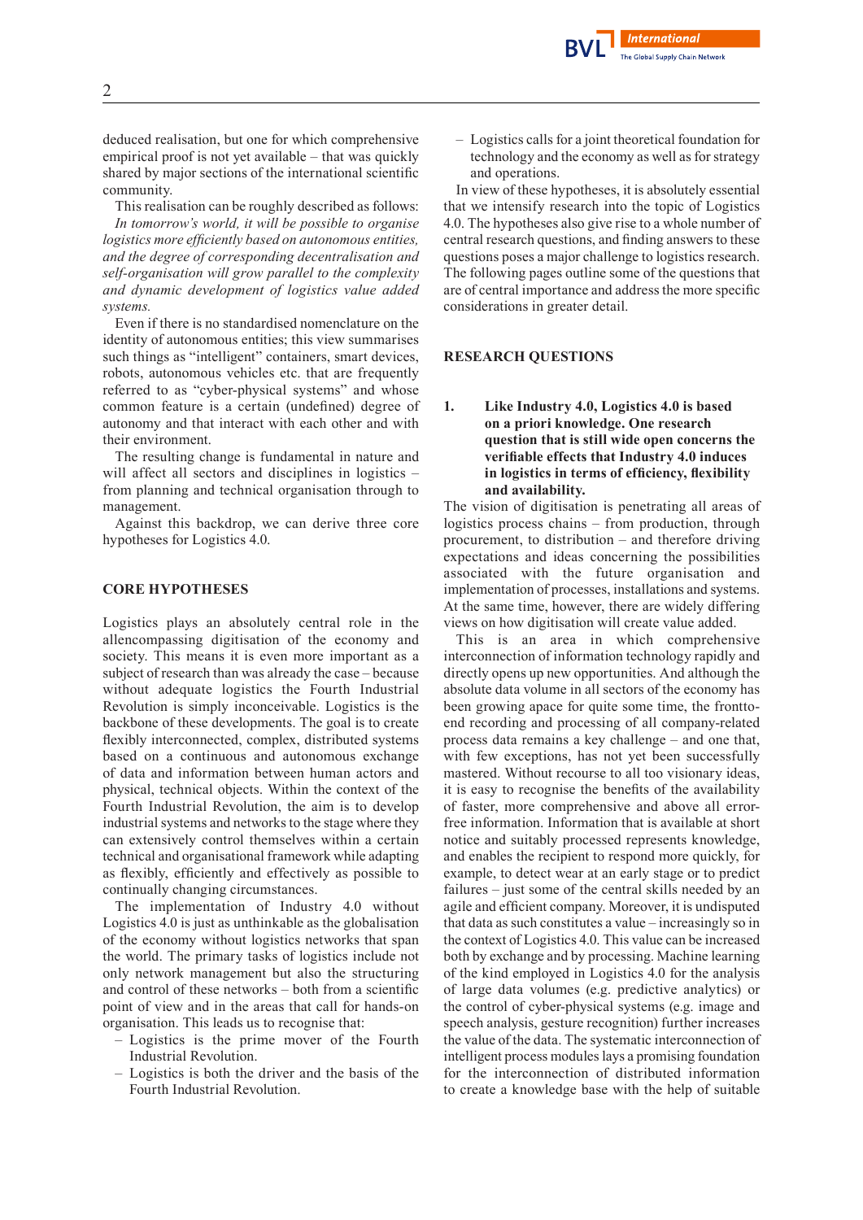deduced realisation, but one for which comprehensive empirical proof is not yet available – that was quickly shared by major sections of the international scientific community.

This realisation can be roughly described as follows: *In tomorrow's world, it will be possible to organise logistics more efficiently based on autonomous entities, and the degree of corresponding decentralisation and self-organisation will grow parallel to the complexity and dynamic development of logistics value added systems.*

Even if there is no standardised nomenclature on the identity of autonomous entities; this view summarises such things as "intelligent" containers, smart devices, robots, autonomous vehicles etc. that are frequently referred to as "cyber-physical systems" and whose common feature is a certain (undefined) degree of autonomy and that interact with each other and with their environment.

The resulting change is fundamental in nature and will affect all sectors and disciplines in logistics – from planning and technical organisation through to management.

Against this backdrop, we can derive three core hypotheses for Logistics 4.0.

## CORE HYPOTHESES

Logistics plays an absolutely central role in the allencompassing digitisation of the economy and society. This means it is even more important as a subject of research than was already the case – because without adequate logistics the Fourth Industrial Revolution is simply inconceivable. Logistics is the backbone of these developments. The goal is to create flexibly interconnected, complex, distributed systems based on a continuous and autonomous exchange of data and information between human actors and physical, technical objects. Within the context of the Fourth Industrial Revolution, the aim is to develop industrial systems and networks to the stage where they can extensively control themselves within a certain technical and organisational framework while adapting as flexibly, efficiently and effectively as possible to continually changing circumstances.

The implementation of Industry 4.0 without Logistics 4.0 is just as unthinkable as the globalisation of the economy without logistics networks that span the world. The primary tasks of logistics include not only network management but also the structuring and control of these networks – both from a scientific point of view and in the areas that call for hands-on organisation. This leads us to recognise that:

- Logistics is the prime mover of the Fourth Industrial Revolution.
- Logistics is both the driver and the basis of the Fourth Industrial Revolution.
- Logistics calls for a joint theoretical foundation for technology and the economy as well as for strategy and operations.

In view of these hypotheses, it is absolutely essential that we intensify research into the topic of Logistics 4.0. The hypotheses also give rise to a whole number of central research questions, and finding answers to these questions poses a major challenge to logistics research. The following pages outline some of the questions that are of central importance and address the more specific considerations in greater detail.

## RESEARCH QUESTIONS

### 1. Like Industry 4.0, Logistics 4.0 is based on a priori knowledge. One research question that is still wide open concerns the verifiable effects that Industry 4.0 induces in logistics in terms of efficiency, flexibility and availability.

The vision of digitisation is penetrating all areas of logistics process chains – from production, through procurement, to distribution – and therefore driving expectations and ideas concerning the possibilities associated with the future organisation and implementation of processes, installations and systems. At the same time, however, there are widely differing views on how digitisation will create value added.

This is an area in which comprehensive interconnection of information technology rapidly and directly opens up new opportunities. And although the absolute data volume in all sectors of the economy has been growing apace for quite some time, the frontto-end recording and processing of all company-related process data remains a key challenge – and one that, with few exceptions, has not yet been successfully mastered. Without recourse to all too visionary ideas, it is easy to recognise the benefits of the availability of faster, more comprehensive and above all error-free information. Information that is available at short notice and suitably processed represents knowledge, and enables the recipient to respond more quickly, for example, to detect wear at an early stage or to predict failures – just some of the central skills needed by an agile and efficient company. Moreover, it is undisputed that data as such constitutes a value – increasingly so in the context of Logistics 4.0. This value can be increased both by exchange and by processing. Machine learning of the kind employed in Logistics 4.0 for the analysis of large data volumes (e.g. predictive analytics) or the control of cyber-physical systems (e.g. image and speech analysis, gesture recognition) further increases the value of the data. The systematic interconnection of intelligent process modules lays a promising foundation for the interconnection of distributed information to create a knowledge base with the help of suitable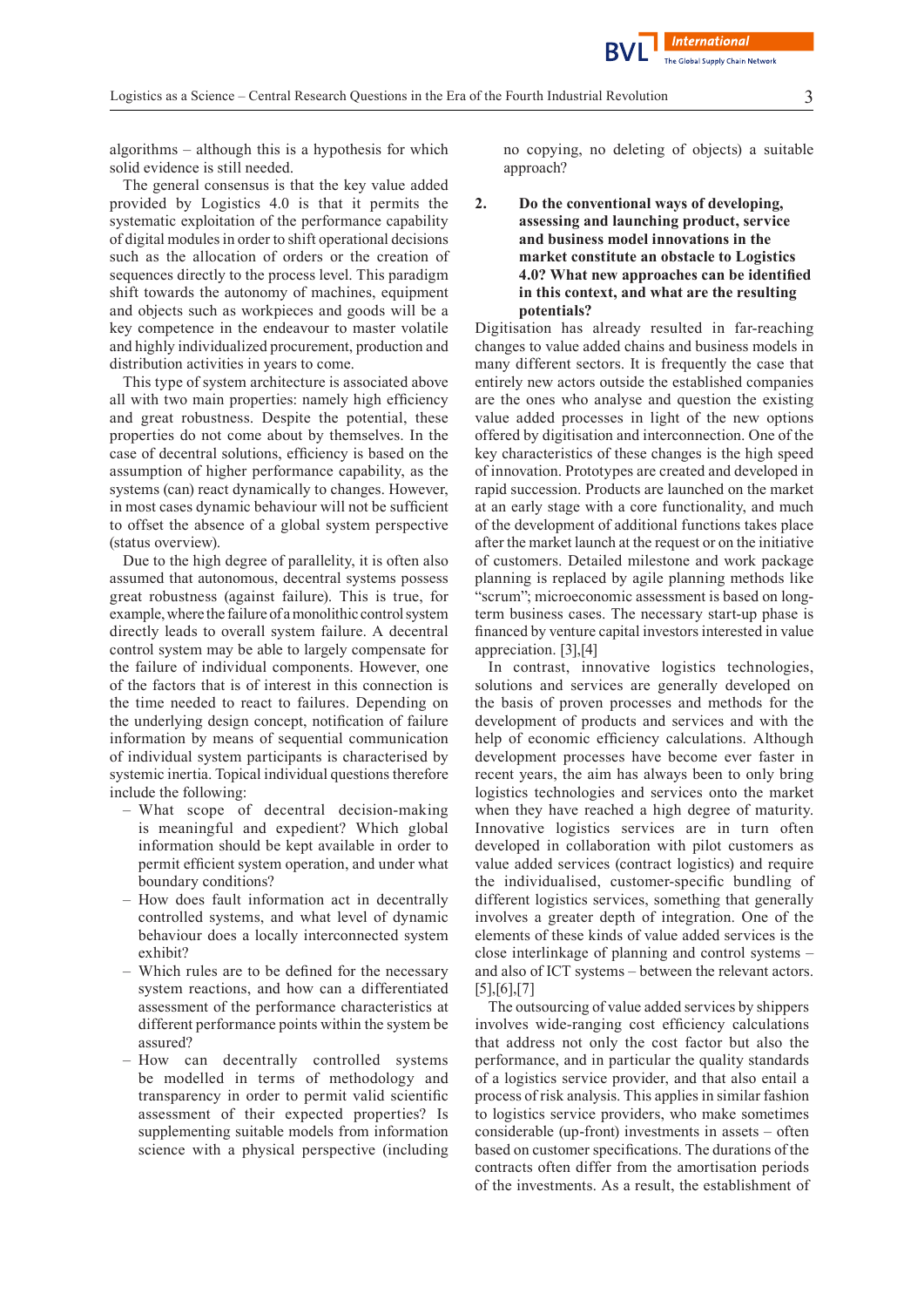algorithms – although this is a hypothesis for which solid evidence is still needed.

The general consensus is that the key value added provided by Logistics 4.0 is that it permits the systematic exploitation of the performance capability of digital modules in order to shift operational decisions such as the allocation of orders or the creation of sequences directly to the process level. This paradigm shift towards the autonomy of machines, equipment and objects such as workpieces and goods will be a key competence in the endeavour to master volatile and highly individualized procurement, production and distribution activities in years to come.

This type of system architecture is associated above all with two main properties: namely high efficiency and great robustness. Despite the potential, these properties do not come about by themselves. In the case of decentral solutions, efficiency is based on the assumption of higher performance capability, as the systems (can) react dynamically to changes. However, in most cases dynamic behaviour will not be sufficient to offset the absence of a global system perspective (status overview).

Due to the high degree of parallelity, it is often also assumed that autonomous, decentral systems possess great robustness (against failure). This is true, for example, where the failure of a monolithic control system directly leads to overall system failure. A decentral control system may be able to largely compensate for the failure of individual components. However, one of the factors that is of interest in this connection is the time needed to react to failures. Depending on the underlying design concept, notification of failure information by means of sequential communication of individual system participants is characterised by systemic inertia. Topical individual questions therefore include the following:

- What scope of decentral decision-making is meaningful and expedient? Which global information should be kept available in order to permit efficient system operation, and under what boundary conditions?
- How does fault information act in decentrally controlled systems, and what level of dynamic behaviour does a locally interconnected system exhibit?
- Which rules are to be defined for the necessary system reactions, and how can a differentiated assessment of the performance characteristics at different performance points within the system be assured?
- How can decentrally controlled systems be modelled in terms of methodology and transparency in order to permit valid scientific assessment of their expected properties? Is supplementing suitable models from information science with a physical perspective (including no copying, no deleting of objects) a suitable approach?

### 2. Do the conventional ways of developing, assessing and launching product, service and business model innovations in the market constitute an obstacle to Logistics 4.0? What new approaches can be identified in this context, and what are the resulting potentials?

Digitisation has already resulted in far-reaching changes to value added chains and business models in many different sectors. It is frequently the case that entirely new actors outside the established companies are the ones who analyse and question the existing value added processes in light of the new options offered by digitisation and interconnection. One of the key characteristics of these changes is the high speed of innovation. Prototypes are created and developed in rapid succession. Products are launched on the market at an early stage with a core functionality, and much of the development of additional functions takes place after the market launch at the request or on the initiative of customers. Detailed milestone and work package planning is replaced by agile planning methods like "scrum"; microeconomic assessment is based on long-term business cases. The necessary start-up phase is financed by venture capital investors interested in value appreciation. [3],[4]

In contrast, innovative logistics technologies, solutions and services are generally developed on the basis of proven processes and methods for the development of products and services and with the help of economic efficiency calculations. Although development processes have become ever faster in recent years, the aim has always been to only bring logistics technologies and services onto the market when they have reached a high degree of maturity. Innovative logistics services are in turn often developed in collaboration with pilot customers as value added services (contract logistics) and require the individualised, customer-specific bundling of different logistics services, something that generally involves a greater depth of integration. One of the elements of these kinds of value added services is the close interlinkage of planning and control systems – and also of ICT systems – between the relevant actors. [5],[6],[7]

The outsourcing of value added services by shippers involves wide-ranging cost efficiency calculations that address not only the cost factor but also the performance, and in particular the quality standards of a logistics service provider, and that also entail a process of risk analysis. This applies in similar fashion to logistics service providers, who make sometimes considerable (up-front) investments in assets – often based on customer specifications. The durations of the contracts often differ from the amortisation periods of the investments. As a result, the establishment of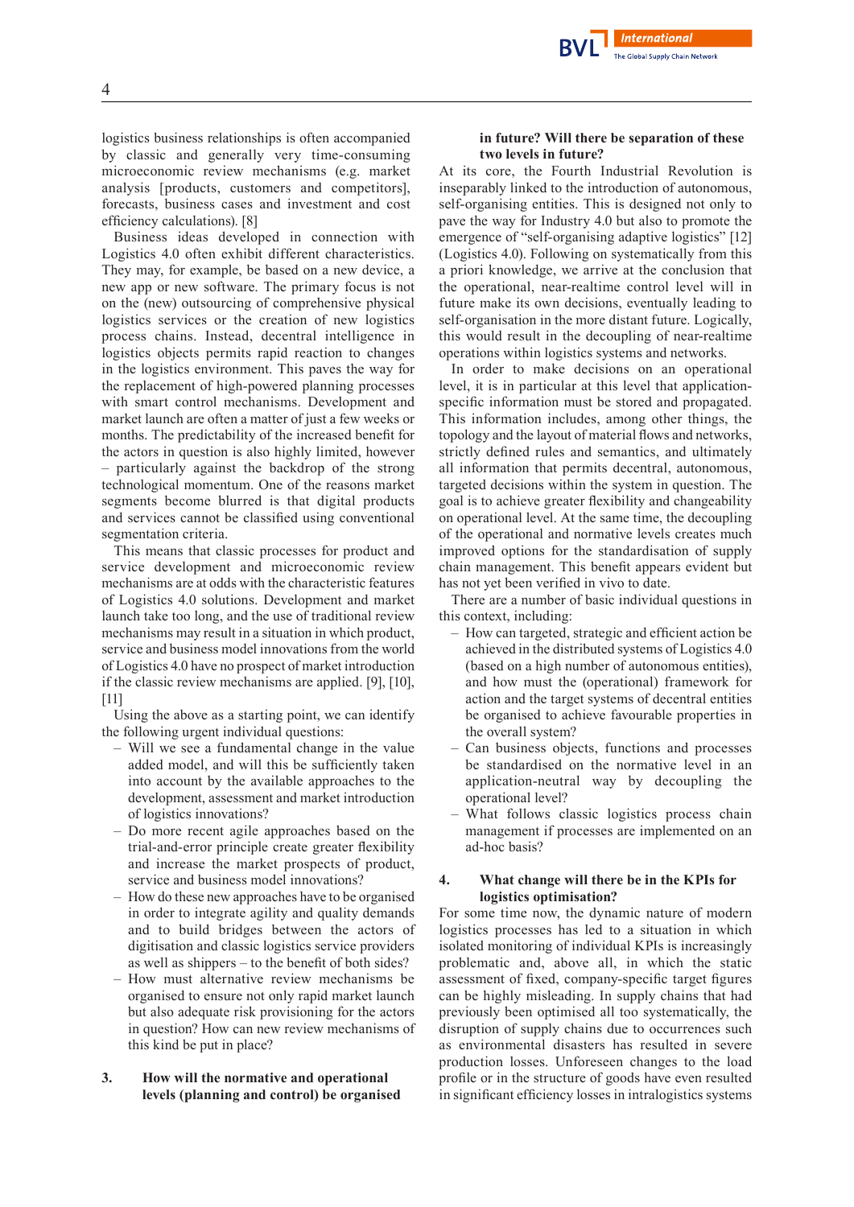logistics business relationships is often accompanied by classic and generally very time-consuming microeconomic review mechanisms (e.g. market analysis [products, customers and competitors], forecasts, business cases and investment and cost efficiency calculations). [8]

Business ideas developed in connection with Logistics 4.0 often exhibit different characteristics. They may, for example, be based on a new device, a new app or new software. The primary focus is not on the (new) outsourcing of comprehensive physical logistics services or the creation of new logistics process chains. Instead, decentral intelligence in logistics objects permits rapid reaction to changes in the logistics environment. This paves the way for the replacement of high-powered planning processes with smart control mechanisms. Development and market launch are often a matter of just a few weeks or months. The predictability of the increased benefit for the actors in question is also highly limited, however – particularly against the backdrop of the strong technological momentum. One of the reasons market segments become blurred is that digital products and services cannot be classified using conventional segmentation criteria.

This means that classic processes for product and service development and microeconomic review mechanisms are at odds with the characteristic features of Logistics 4.0 solutions. Development and market launch take too long, and the use of traditional review mechanisms may result in a situation in which product, service and business model innovations from the world of Logistics 4.0 have no prospect of market introduction if the classic review mechanisms are applied. [9], [10], [11]

Using the above as a starting point, we can identify the following urgent individual questions:

- Will we see a fundamental change in the value added model, and will this be sufficiently taken into account by the available approaches to the development, assessment and market introduction of logistics innovations?
- Do more recent agile approaches based on the trial-and-error principle create greater flexibility and increase the market prospects of product, service and business model innovations?
- How do these new approaches have to be organised in order to integrate agility and quality demands and to build bridges between the actors of digitisation and classic logistics service providers as well as shippers – to the benefit of both sides?
- How must alternative review mechanisms be organised to ensure not only rapid market launch but also adequate risk provisioning for the actors in question? How can new review mechanisms of this kind be put in place?

## 3. How will the normative and operational levels (planning and control) be organised in future? Will there be separation of these two levels in future?

At its core, the Fourth Industrial Revolution is inseparably linked to the introduction of autonomous, self-organising entities. This is designed not only to pave the way for Industry 4.0 but also to promote the emergence of "self-organising adaptive logistics" [12] (Logistics 4.0). Following on systematically from this a priori knowledge, we arrive at the conclusion that the operational, near-realtime control level will in future make its own decisions, eventually leading to self-organisation in the more distant future. Logically, this would result in the decoupling of near-realtime operations within logistics systems and networks.

In order to make decisions on an operational level, it is in particular at this level that application-specific information must be stored and propagated. This information includes, among other things, the topology and the layout of material flows and networks, strictly defined rules and semantics, and ultimately all information that permits decentral, autonomous, targeted decisions within the system in question. The goal is to achieve greater flexibility and changeability on operational level. At the same time, the decoupling of the operational and normative levels creates much improved options for the standardisation of supply chain management. This benefit appears evident but has not yet been verified in vivo to date.

There are a number of basic individual questions in this context, including:

- How can targeted, strategic and efficient action be achieved in the distributed systems of Logistics 4.0 (based on a high number of autonomous entities), and how must the (operational) framework for action and the target systems of decentral entities be organised to achieve favourable properties in the overall system?
- Can business objects, functions and processes be standardised on the normative level in an application-neutral way by decoupling the operational level?
- What follows classic logistics process chain management if processes are implemented on an ad-hoc basis?

## 4. What change will there be in the KPIs for logistics optimisation?

For some time now, the dynamic nature of modern logistics processes has led to a situation in which isolated monitoring of individual KPIs is increasingly problematic and, above all, in which the static assessment of fixed, company-specific target figures can be highly misleading. In supply chains that had previously been optimised all too systematically, the disruption of supply chains due to occurrences such as environmental disasters has resulted in severe production losses. Unforeseen changes to the load profile or in the structure of goods have even resulted in significant efficiency losses in intralogistics systems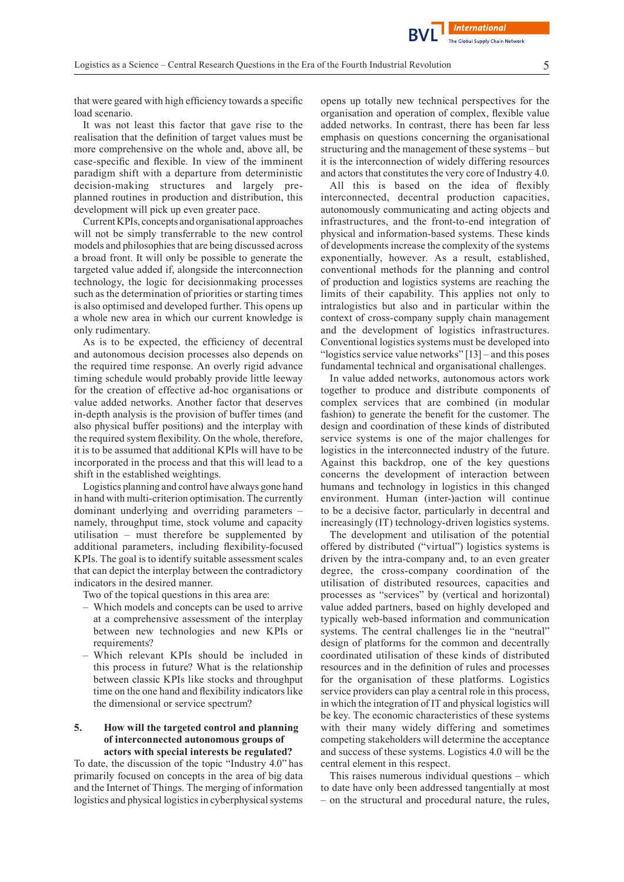that were geared with high efficiency towards a specific load scenario.

It was not least this factor that gave rise to the realisation that the definition of target values must be more comprehensive on the whole and, above all, be case-specific and flexible. In view of the imminent paradigm shift with a departure from deterministic decision-making structures and largely pre-planned routines in production and distribution, this development will pick up even greater pace.

Current KPIs, concepts and organisational approaches will not be simply transferrable to the new control models and philosophies that are being discussed across a broad front. It will only be possible to generate the targeted value added if, alongside the interconnection technology, the logic for decisionmaking processes such as the determination of priorities or starting times is also optimised and developed further. This opens up a whole new area in which our current knowledge is only rudimentary.

As is to be expected, the efficiency of decentral and autonomous decision processes also depends on the required time response. An overly rigid advance timing schedule would probably provide little leeway for the creation of effective ad-hoc organisations or value added networks. Another factor that deserves in-depth analysis is the provision of buffer times (and also physical buffer positions) and the interplay with the required system flexibility. On the whole, therefore, it is to be assumed that additional KPIs will have to be incorporated in the process and that this will lead to a shift in the established weightings.

Logistics planning and control have always gone hand in hand with multi-criterion optimisation. The currently dominant underlying and overriding parameters – namely, throughput time, stock volume and capacity utilisation – must therefore be supplemented by additional parameters, including flexibility-focused KPIs. The goal is to identify suitable assessment scales that can depict the interplay between the contradictory indicators in the desired manner.

Two of the topical questions in this area are:

- Which models and concepts can be used to arrive at a comprehensive assessment of the interplay between new technologies and new KPIs or requirements?
- Which relevant KPIs should be included in this process in future? What is the relationship between classic KPIs like stocks and throughput time on the one hand and flexibility indicators like the dimensional or service spectrum?

## 5. How will the targeted control and planning of interconnected autonomous groups of actors with special interests be regulated?

To date, the discussion of the topic "Industry 4.0" has primarily focused on concepts in the area of big data and the Internet of Things. The merging of information logistics and physical logistics in cyberphysical systems opens up totally new technical perspectives for the organisation and operation of complex, flexible value added networks. In contrast, there has been far less emphasis on questions concerning the organisational structuring and the management of these systems – but it is the interconnection of widely differing resources and actors that constitutes the very core of Industry 4.0.

All this is based on the idea of flexibly interconnected, decentral production capacities, autonomously communicating and acting objects and infrastructures, and the front-to-end integration of physical and information-based systems. These kinds of developments increase the complexity of the systems exponentially, however. As a result, established, conventional methods for the planning and control of production and logistics systems are reaching the limits of their capability. This applies not only to intralogistics but also and in particular within the context of cross-company supply chain management and the development of logistics infrastructures. Conventional logistics systems must be developed into "logistics service value networks" [13] – and this poses fundamental technical and organisational challenges.

In value added networks, autonomous actors work together to produce and distribute components of complex services that are combined (in modular fashion) to generate the benefit for the customer. The design and coordination of these kinds of distributed service systems is one of the major challenges for logistics in the interconnected industry of the future. Against this backdrop, one of the key questions concerns the development of interaction between humans and technology in logistics in this changed environment. Human (inter-)action will continue to be a decisive factor, particularly in decentral and increasingly (IT) technology-driven logistics systems.

The development and utilisation of the potential offered by distributed ("virtual") logistics systems is driven by the intra-company and, to an even greater degree, the cross-company coordination of the utilisation of distributed resources, capacities and processes as "services" by (vertical and horizontal) value added partners, based on highly developed and typically web-based information and communication systems. The central challenges lie in the "neutral" design of platforms for the common and decentrally coordinated utilisation of these kinds of distributed resources and in the definition of rules and processes for the organisation of these platforms. Logistics service providers can play a central role in this process, in which the integration of IT and physical logistics will be key. The economic characteristics of these systems with their many widely differing and sometimes competing stakeholders will determine the acceptance and success of these systems. Logistics 4.0 will be the central element in this respect.

This raises numerous individual questions – which to date have only been addressed tangentially at most – on the structural and procedural nature, the rules,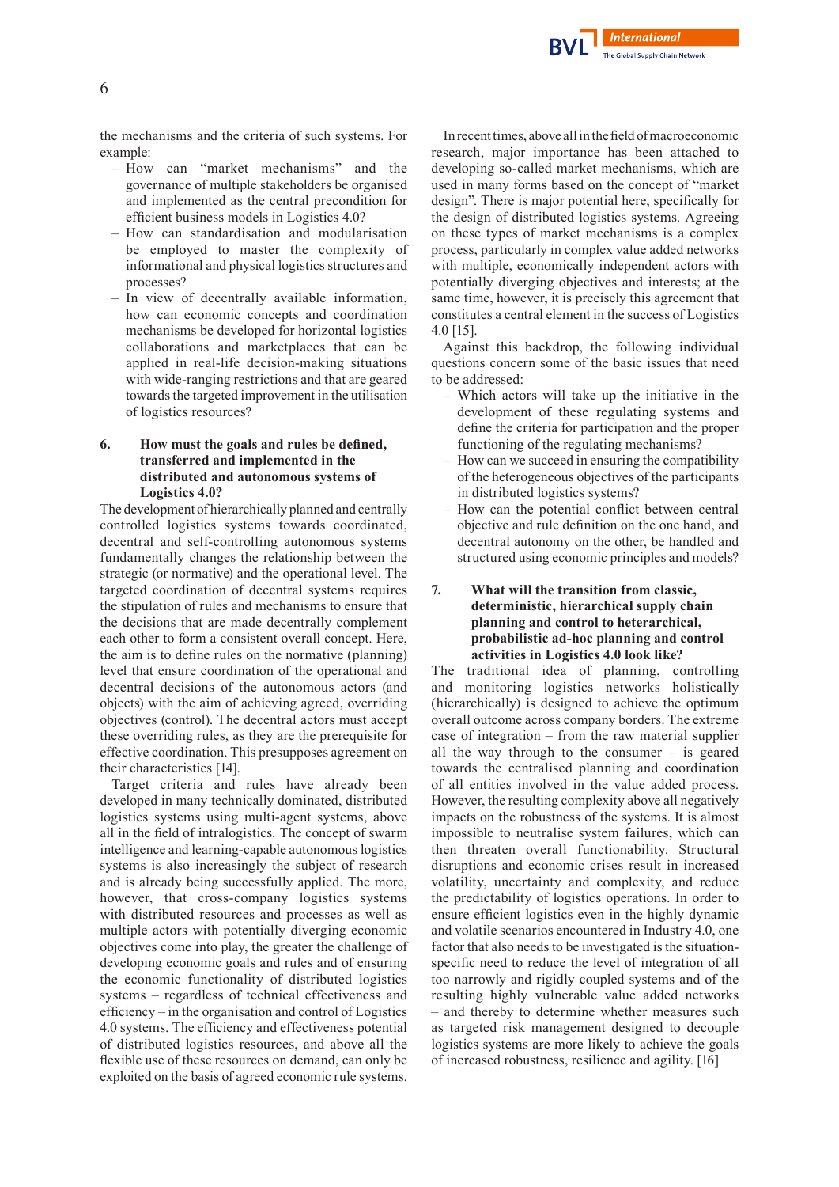the mechanisms and the criteria of such systems. For example:

- How can "market mechanisms" and the governance of multiple stakeholders be organised and implemented as the central precondition for efficient business models in Logistics 4.0?
- How can standardisation and modularisation be employed to master the complexity of informational and physical logistics structures and processes?
- In view of decentrally available information, how can economic concepts and coordination mechanisms be developed for horizontal logistics collaborations and marketplaces that can be applied in real-life decision-making situations with wide-ranging restrictions and that are geared towards the targeted improvement in the utilisation of logistics resources?

## 6. How must the goals and rules be defined, transferred and implemented in the distributed and autonomous systems of Logistics 4.0?

The development of hierarchically planned and centrally controlled logistics systems towards coordinated, decentral and self-controlling autonomous systems fundamentally changes the relationship between the strategic (or normative) and the operational level. The targeted coordination of decentral systems requires the stipulation of rules and mechanisms to ensure that the decisions that are made decentrally complement each other to form a consistent overall concept. Here, the aim is to define rules on the normative (planning) level that ensure coordination of the operational and decentral decisions of the autonomous actors (and objects) with the aim of achieving agreed, overriding objectives (control). The decentral actors must accept these overriding rules, as they are the prerequisite for effective coordination. This presupposes agreement on their characteristics [14].

Target criteria and rules have already been developed in many technically dominated, distributed logistics systems using multi-agent systems, above all in the field of intralogistics. The concept of swarm intelligence and learning-capable autonomous logistics systems is also increasingly the subject of research and is already being successfully applied. The more, however, that cross-company logistics systems with distributed resources and processes as well as multiple actors with potentially diverging economic objectives come into play, the greater the challenge of developing economic goals and rules and of ensuring the economic functionality of distributed logistics systems – regardless of technical effectiveness and efficiency – in the organisation and control of Logistics 4.0 systems. The efficiency and effectiveness potential of distributed logistics resources, and above all the flexible use of these resources on demand, can only be exploited on the basis of agreed economic rule systems.

In recent times, above all in the field of macroeconomic research, major importance has been attached to developing so-called market mechanisms, which are used in many forms based on the concept of "market design". There is major potential here, specifically for the design of distributed logistics systems. Agreeing on these types of market mechanisms is a complex process, particularly in complex value added networks with multiple, economically independent actors with potentially diverging objectives and interests; at the same time, however, it is precisely this agreement that constitutes a central element in the success of Logistics 4.0 [15].

Against this backdrop, the following individual questions concern some of the basic issues that need to be addressed:

- Which actors will take up the initiative in the development of these regulating systems and define the criteria for participation and the proper functioning of the regulating mechanisms?
- How can we succeed in ensuring the compatibility of the heterogeneous objectives of the participants in distributed logistics systems?
- How can the potential conflict between central objective and rule definition on the one hand, and decentral autonomy on the other, be handled and structured using economic principles and models?

## 7. What will the transition from classic, deterministic, hierarchical supply chain planning and control to heterarchical, probabilistic ad-hoc planning and control activities in Logistics 4.0 look like?

The traditional idea of planning, controlling and monitoring logistics networks holistically (hierarchically) is designed to achieve the optimum overall outcome across company borders. The extreme case of integration – from the raw material supplier all the way through to the consumer – is geared towards the centralised planning and coordination of all entities involved in the value added process. However, the resulting complexity above all negatively impacts on the robustness of the systems. It is almost impossible to neutralise system failures, which can then threaten overall functionability. Structural disruptions and economic crises result in increased volatility, uncertainty and complexity, and reduce the predictability of logistics operations. In order to ensure efficient logistics even in the highly dynamic and volatile scenarios encountered in Industry 4.0, one factor that also needs to be investigated is the situation-specific need to reduce the level of integration of all too narrowly and rigidly coupled systems and of the resulting highly vulnerable value added networks – and thereby to determine whether measures such as targeted risk management designed to decouple logistics systems are more likely to achieve the goals of increased robustness, resilience and agility. [16]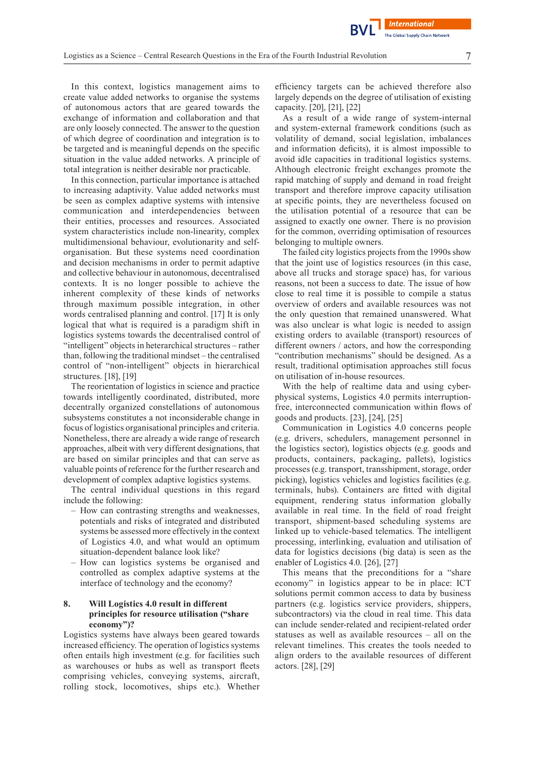In this context, logistics management aims to create value added networks to organise the systems of autonomous actors that are geared towards the exchange of information and collaboration and that are only loosely connected. The answer to the question of which degree of coordination and integration is to be targeted and is meaningful depends on the specific situation in the value added networks. A principle of total integration is neither desirable nor practicable.

In this connection, particular importance is attached to increasing adaptivity. Value added networks must be seen as complex adaptive systems with intensive communication and interdependencies between their entities, processes and resources. Associated system characteristics include non-linearity, complex multidimensional behaviour, evolutionarity and self-organisation. But these systems need coordination and decision mechanisms in order to permit adaptive and collective behaviour in autonomous, decentralised contexts. It is no longer possible to achieve the inherent complexity of these kinds of networks through maximum possible integration, in other words centralised planning and control. [17] It is only logical that what is required is a paradigm shift in logistics systems towards the decentralised control of "intelligent" objects in heterarchical structures – rather than, following the traditional mindset – the centralised control of "non-intelligent" objects in hierarchical structures. [18], [19]

The reorientation of logistics in science and practice towards intelligently coordinated, distributed, more decentrally organized constellations of autonomous subsystems constitutes a not inconsiderable change in focus of logistics organisational principles and criteria. Nonetheless, there are already a wide range of research approaches, albeit with very different designations, that are based on similar principles and that can serve as valuable points of reference for the further research and development of complex adaptive logistics systems.

The central individual questions in this regard include the following:

- How can contrasting strengths and weaknesses, potentials and risks of integrated and distributed systems be assessed more effectively in the context of Logistics 4.0, and what would an optimum situation-dependent balance look like?
- How can logistics systems be organised and controlled as complex adaptive systems at the interface of technology and the economy?

## 8. Will Logistics 4.0 result in different principles for resource utilisation ("share economy")?

Logistics systems have always been geared towards increased efficiency. The operation of logistics systems often entails high investment (e.g. for facilities such as warehouses or hubs as well as transport fleets comprising vehicles, conveying systems, aircraft, rolling stock, locomotives, ships etc.). Whether efficiency targets can be achieved therefore also largely depends on the degree of utilisation of existing capacity. [20], [21], [22]

As a result of a wide range of system-internal and system-external framework conditions (such as volatility of demand, social legislation, imbalances and information deficits), it is almost impossible to avoid idle capacities in traditional logistics systems. Although electronic freight exchanges promote the rapid matching of supply and demand in road freight transport and therefore improve capacity utilisation at specific points, they are nevertheless focused on the utilisation potential of a resource that can be assigned to exactly one owner. There is no provision for the common, overriding optimisation of resources belonging to multiple owners.

The failed city logistics projects from the 1990s show that the joint use of logistics resources (in this case, above all trucks and storage space) has, for various reasons, not been a success to date. The issue of how close to real time it is possible to compile a status overview of orders and available resources was not the only question that remained unanswered. What was also unclear is what logic is needed to assign existing orders to available (transport) resources of different owners / actors, and how the corresponding "contribution mechanisms" should be designed. As a result, traditional optimisation approaches still focus on utilisation of in-house resources.

With the help of realtime data and using cyber-physical systems, Logistics 4.0 permits interruption-free, interconnected communication within flows of goods and products. [23], [24], [25]

Communication in Logistics 4.0 concerns people (e.g. drivers, schedulers, management personnel in the logistics sector), logistics objects (e.g. goods and products, containers, packaging, pallets), logistics processes (e.g. transport, transshipment, storage, order picking), logistics vehicles and logistics facilities (e.g. terminals, hubs). Containers are fitted with digital equipment, rendering status information globally available in real time. In the field of road freight transport, shipment-based scheduling systems are linked up to vehicle-based telematics. The intelligent processing, interlinking, evaluation and utilisation of data for logistics decisions (big data) is seen as the enabler of Logistics 4.0. [26], [27]

This means that the preconditions for a "share economy" in logistics appear to be in place: ICT solutions permit common access to data by business partners (e.g. logistics service providers, shippers, subcontractors) via the cloud in real time. This data can include sender-related and recipient-related order statuses as well as available resources – all on the relevant timelines. This creates the tools needed to align orders to the available resources of different actors. [28], [29]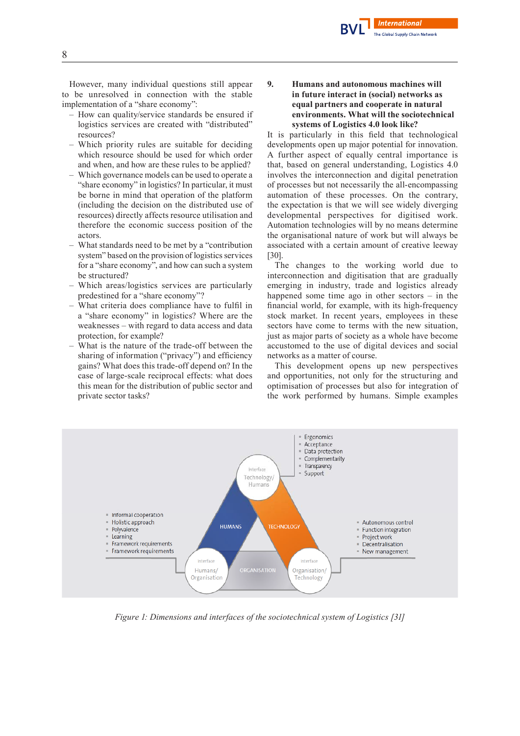However, many individual questions still appear to be unresolved in connection with the stable implementation of a "share economy":

- How can quality/service standards be ensured if logistics services are created with "distributed" resources?
- Which priority rules are suitable for deciding which resource should be used for which order and when, and how are these rules to be applied?
- Which governance models can be used to operate a "share economy" in logistics? In particular, it must be borne in mind that operation of the platform (including the decision on the distributed use of resources) directly affects resource utilisation and therefore the economic success position of the actors.
- What standards need to be met by a "contribution system" based on the provision of logistics services for a "share economy", and how can such a system be structured?
- Which areas/logistics services are particularly predestined for a "share economy"?
- What criteria does compliance have to fulfil in a "share economy" in logistics? Where are the weaknesses – with regard to data access and data protection, for example?
- What is the nature of the trade-off between the sharing of information ("privacy") and efficiency gains? What does this trade-off depend on? In the case of large-scale reciprocal effects: what does this mean for the distribution of public sector and private sector tasks?

## 9. Humans and autonomous machines will in future interact in (social) networks as equal partners and cooperate in natural environments. What will the sociotechnical systems of Logistics 4.0 look like?

It is particularly in this field that technological developments open up major potential for innovation. A further aspect of equally central importance is that, based on general understanding, Logistics 4.0 involves the interconnection and digital penetration of processes but not necessarily the all-encompassing automation of these processes. On the contrary, the expectation is that we will see widely diverging developmental perspectives for digitised work. Automation technologies will by no means determine the organisational nature of work but will always be associated with a certain amount of creative leeway [30].

The changes to the working world due to interconnection and digitisation that are gradually emerging in industry, trade and logistics already happened some time ago in other sectors – in the financial world, for example, with its high-frequency stock market. In recent years, employees in these sectors have come to terms with the new situation, just as major parts of society as a whole have become accustomed to the use of digital devices and social networks as a matter of course.

This development opens up new perspectives and opportunities, not only for the structuring and optimisation of processes but also for integration of the work performed by humans. Simple examples

- Ergonomics
- Acceptance
- Data protection
- Complementarity
- Transparency
- Support

Interface Technology/ Humans

- Informal cooperation
- Holistic approach
- Polyvalence
- Learning
- Framework requirements
- Framework requirements

HUMANS

TECHNOLOGY

- Autonomous control
- Function integration
- Project work
- Decentralisation
- New management

Interface Humans/ Organisation

ORGANISATION

Interface Organisation/ Technology

*Figure 1: Dimensions and interfaces of the sociotechnical system of Logistics [31]*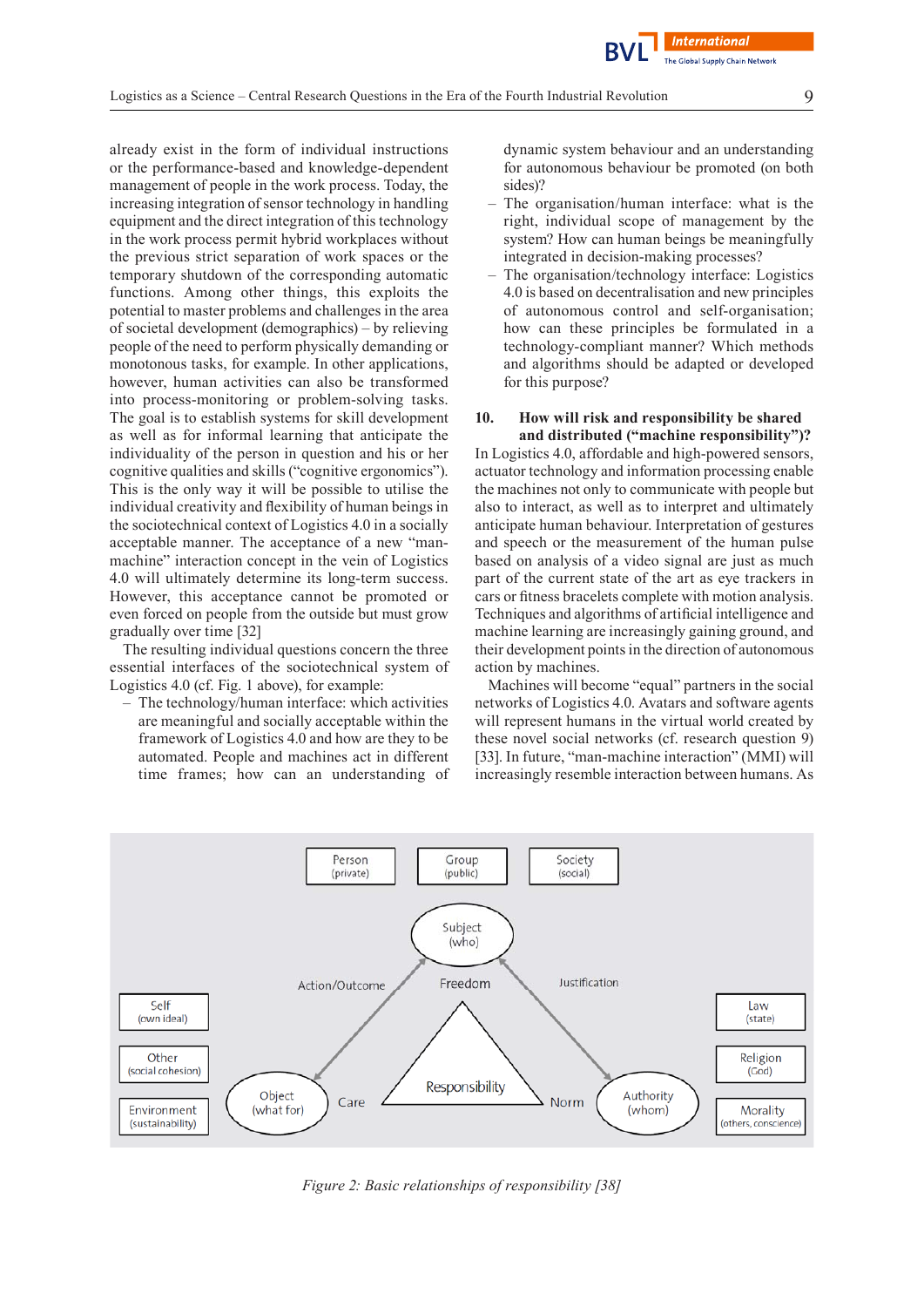already exist in the form of individual instructions or the performance-based and knowledge-dependent management of people in the work process. Today, the increasing integration of sensor technology in handling equipment and the direct integration of this technology in the work process permit hybrid workplaces without the previous strict separation of work spaces or the temporary shutdown of the corresponding automatic functions. Among other things, this exploits the potential to master problems and challenges in the area of societal development (demographics) – by relieving people of the need to perform physically demanding or monotonous tasks, for example. In other applications, however, human activities can also be transformed into process-monitoring or problem-solving tasks. The goal is to establish systems for skill development as well as for informal learning that anticipate the individuality of the person in question and his or her cognitive qualities and skills ("cognitive ergonomics"). This is the only way it will be possible to utilise the individual creativity and flexibility of human beings in the sociotechnical context of Logistics 4.0 in a socially acceptable manner. The acceptance of a new "man-machine" interaction concept in the vein of Logistics 4.0 will ultimately determine its long-term success. However, this acceptance cannot be promoted or even forced on people from the outside but must grow gradually over time [32]

The resulting individual questions concern the three essential interfaces of the sociotechnical system of Logistics 4.0 (cf. Fig. 1 above), for example:

- The technology/human interface: which activities are meaningful and socially acceptable within the framework of Logistics 4.0 and how are they to be automated. People and machines act in different time frames; how can an understanding of dynamic system behaviour and an understanding for autonomous behaviour be promoted (on both sides)?
- The organisation/human interface: what is the right, individual scope of management by the system? How can human beings be meaningfully integrated in decision-making processes?
- The organisation/technology interface: Logistics 4.0 is based on decentralisation and new principles of autonomous control and self-organisation; how can these principles be formulated in a technology-compliant manner? Which methods and algorithms should be adapted or developed for this purpose?

## 10. How will risk and responsibility be shared and distributed ("machine responsibility")?

In Logistics 4.0, affordable and high-powered sensors, actuator technology and information processing enable the machines not only to communicate with people but also to interact, as well as to interpret and ultimately anticipate human behaviour. Interpretation of gestures and speech or the measurement of the human pulse based on analysis of a video signal are just as much part of the current state of the art as eye trackers in cars or fitness bracelets complete with motion analysis. Techniques and algorithms of artificial intelligence and machine learning are increasingly gaining ground, and their development points in the direction of autonomous action by machines.

Machines will become "equal" partners in the social networks of Logistics 4.0. Avatars and software agents will represent humans in the virtual world created by these novel social networks (cf. research question 9) [33]. In future, "man-machine interaction" (MMI) will increasingly resemble interaction between humans. As

*Figure 2: Basic relationships of responsibility [38]*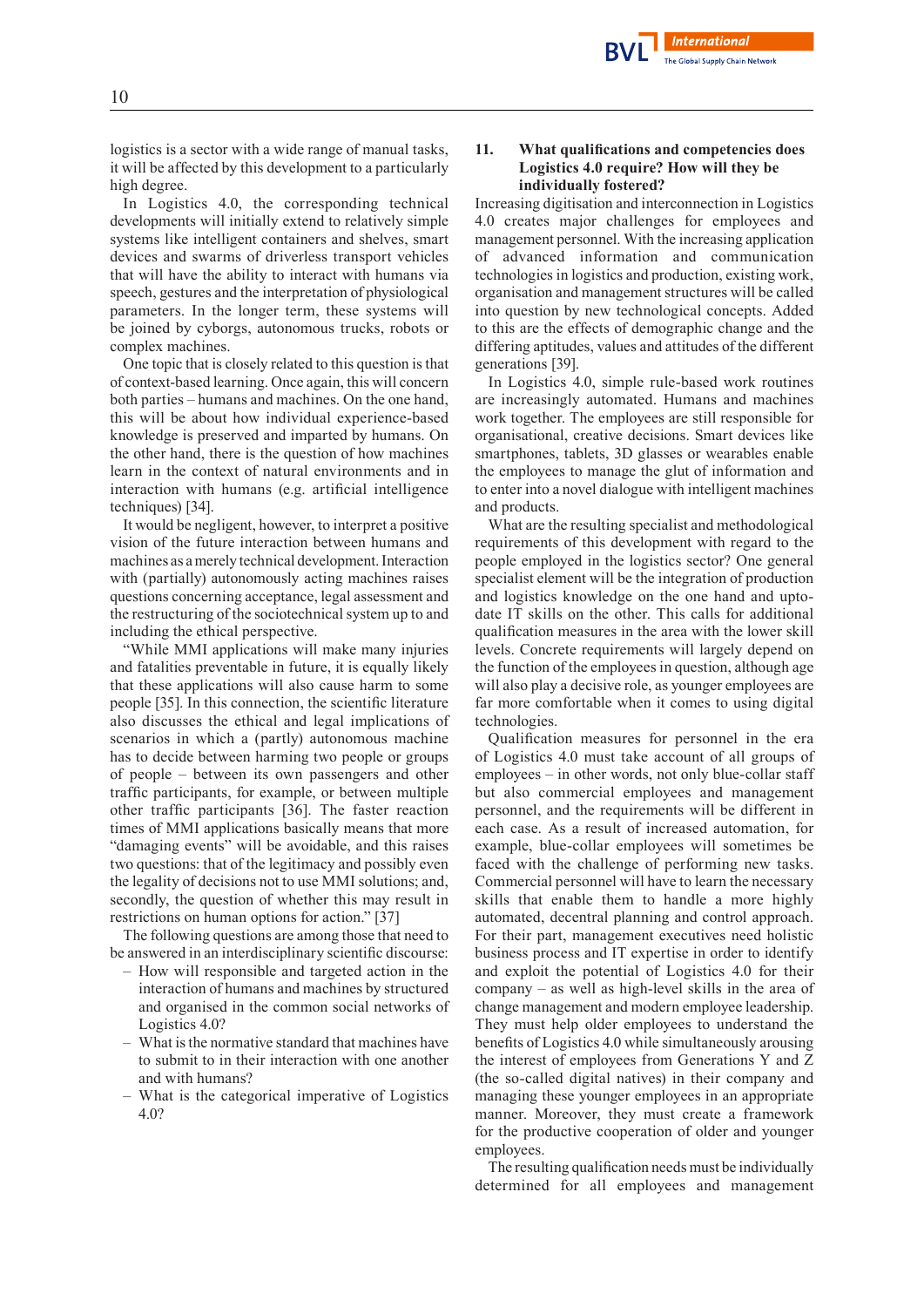logistics is a sector with a wide range of manual tasks, it will be affected by this development to a particularly high degree.

In Logistics 4.0, the corresponding technical developments will initially extend to relatively simple systems like intelligent containers and shelves, smart devices and swarms of driverless transport vehicles that will have the ability to interact with humans via speech, gestures and the interpretation of physiological parameters. In the longer term, these systems will be joined by cyborgs, autonomous trucks, robots or complex machines.

One topic that is closely related to this question is that of context-based learning. Once again, this will concern both parties – humans and machines. On the one hand, this will be about how individual experience-based knowledge is preserved and imparted by humans. On the other hand, there is the question of how machines learn in the context of natural environments and in interaction with humans (e.g. artificial intelligence techniques) [34].

It would be negligent, however, to interpret a positive vision of the future interaction between humans and machines as a merely technical development. Interaction with (partially) autonomously acting machines raises questions concerning acceptance, legal assessment and the restructuring of the sociotechnical system up to and including the ethical perspective.

"While MMI applications will make many injuries and fatalities preventable in future, it is equally likely that these applications will also cause harm to some people [35]. In this connection, the scientific literature also discusses the ethical and legal implications of scenarios in which a (partly) autonomous machine has to decide between harming two people or groups of people – between its own passengers and other traffic participants, for example, or between multiple other traffic participants [36]. The faster reaction times of MMI applications basically means that more "damaging events" will be avoidable, and this raises two questions: that of the legitimacy and possibly even the legality of decisions not to use MMI solutions; and, secondly, the question of whether this may result in restrictions on human options for action." [37]

The following questions are among those that need to be answered in an interdisciplinary scientific discourse:

- How will responsible and targeted action in the interaction of humans and machines by structured and organised in the common social networks of Logistics 4.0?
- What is the normative standard that machines have to submit to in their interaction with one another and with humans?
- What is the categorical imperative of Logistics 4.0?

## 11. What qualifications and competencies does Logistics 4.0 require? How will they be individually fostered?

Increasing digitisation and interconnection in Logistics 4.0 creates major challenges for employees and management personnel. With the increasing application of advanced information and communication technologies in logistics and production, existing work, organisation and management structures will be called into question by new technological concepts. Added to this are the effects of demographic change and the differing aptitudes, values and attitudes of the different generations [39].

In Logistics 4.0, simple rule-based work routines are increasingly automated. Humans and machines work together. The employees are still responsible for organisational, creative decisions. Smart devices like smartphones, tablets, 3D glasses or wearables enable the employees to manage the glut of information and to enter into a novel dialogue with intelligent machines and products.

What are the resulting specialist and methodological requirements of this development with regard to the people employed in the logistics sector? One general specialist element will be the integration of production and logistics knowledge on the one hand and upto-date IT skills on the other. This calls for additional qualification measures in the area with the lower skill levels. Concrete requirements will largely depend on the function of the employees in question, although age will also play a decisive role, as younger employees are far more comfortable when it comes to using digital technologies.

Qualification measures for personnel in the era of Logistics 4.0 must take account of all groups of employees – in other words, not only blue-collar staff but also commercial employees and management personnel, and the requirements will be different in each case. As a result of increased automation, for example, blue-collar employees will sometimes be faced with the challenge of performing new tasks. Commercial personnel will have to learn the necessary skills that enable them to handle a more highly automated, decentral planning and control approach. For their part, management executives need holistic business process and IT expertise in order to identify and exploit the potential of Logistics 4.0 for their company – as well as high-level skills in the area of change management and modern employee leadership. They must help older employees to understand the benefits of Logistics 4.0 while simultaneously arousing the interest of employees from Generations Y and Z (the so-called digital natives) in their company and managing these younger employees in an appropriate manner. Moreover, they must create a framework for the productive cooperation of older and younger employees.

The resulting qualification needs must be individually determined for all employees and management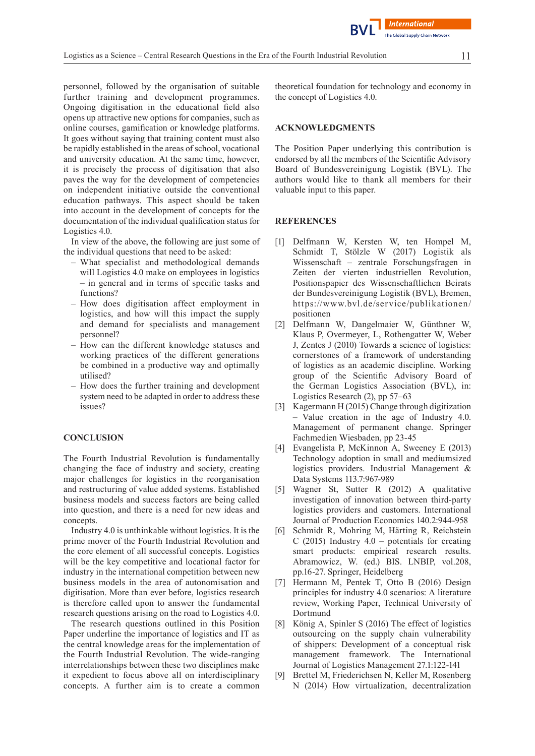personnel, followed by the organisation of suitable further training and development programmes. Ongoing digitisation in the educational field also opens up attractive new options for companies, such as online courses, gamification or knowledge platforms. It goes without saying that training content must also be rapidly established in the areas of school, vocational and university education. At the same time, however, it is precisely the process of digitisation that also paves the way for the development of competencies on independent initiative outside the conventional education pathways. This aspect should be taken into account in the development of concepts for the documentation of the individual qualification status for Logistics 4.0.

In view of the above, the following are just some of the individual questions that need to be asked:

- What specialist and methodological demands will Logistics 4.0 make on employees in logistics – in general and in terms of specific tasks and functions?
- How does digitisation affect employment in logistics, and how will this impact the supply and demand for specialists and management personnel?
- How can the different knowledge statuses and working practices of the different generations be combined in a productive way and optimally utilised?
- How does the further training and development system need to be adapted in order to address these issues?

## CONCLUSION

The Fourth Industrial Revolution is fundamentally changing the face of industry and society, creating major challenges for logistics in the reorganisation and restructuring of value added systems. Established business models and success factors are being called into question, and there is a need for new ideas and concepts.

Industry 4.0 is unthinkable without logistics. It is the prime mover of the Fourth Industrial Revolution and the core element of all successful concepts. Logistics will be the key competitive and locational factor for industry in the international competition between new business models in the area of autonomisation and digitisation. More than ever before, logistics research is therefore called upon to answer the fundamental research questions arising on the road to Logistics 4.0.

The research questions outlined in this Position Paper underline the importance of logistics and IT as the central knowledge areas for the implementation of the Fourth Industrial Revolution. The wide-ranging interrelationships between these two disciplines make it expedient to focus above all on interdisciplinary concepts. A further aim is to create a common theoretical foundation for technology and economy in the concept of Logistics 4.0.

## ACKNOWLEDGMENTS

The Position Paper underlying this contribution is endorsed by all the members of the Scientific Advisory Board of Bundesvereinigung Logistik (BVL). The authors would like to thank all members for their valuable input to this paper.

## REFERENCES

[1] Delfmann W, Kersten W, ten Hompel M, Schmidt T, Stölzle W (2017) Logistik als Wissenschaft – zentrale Forschungsfragen in Zeiten der vierten industriellen Revolution, Positionspapier des Wissenschaftlichen Beirats der Bundesvereinigung Logistik (BVL), Bremen, https://www.bvl.de/service/publikationen/positionen

[2] Delfmann W, Dangelmaier W, Günthner W, Klaus P, Overmeyer, L, Rothengatter W, Weber J, Zentes J (2010) Towards a science of logistics: cornerstones of a framework of understanding of logistics as an academic discipline. Working group of the Scientific Advisory Board of the German Logistics Association (BVL), in: Logistics Research (2), pp 57–63

[3] Kagermann H (2015) Change through digitization – Value creation in the age of Industry 4.0. Management of permanent change. Springer Fachmedien Wiesbaden, pp 23-45

[4] Evangelista P, McKinnon A, Sweeney E (2013) Technology adoption in small and mediumsized logistics providers. Industrial Management & Data Systems 113.7:967-989

[5] Wagner St, Sutter R (2012) A qualitative investigation of innovation between third-party logistics providers and customers. International Journal of Production Economics 140.2:944-958

[6] Schmidt R, Mohring M, Härting R, Reichstein C (2015) Industry 4.0 – potentials for creating smart products: empirical research results. Abramowicz, W. (ed.) BIS. LNBIP, vol.208, pp.16-27. Springer, Heidelberg

[7] Hermann M, Pentek T, Otto B (2016) Design principles for industry 4.0 scenarios: A literature review, Working Paper, Technical University of Dortmund

[8] König A, Spinler S (2016) The effect of logistics outsourcing on the supply chain vulnerability of shippers: Development of a conceptual risk management framework. The International Journal of Logistics Management 27.1:122-141

[9] Brettel M, Friederichsen N, Keller M, Rosenberg N (2014) How virtualization, decentralization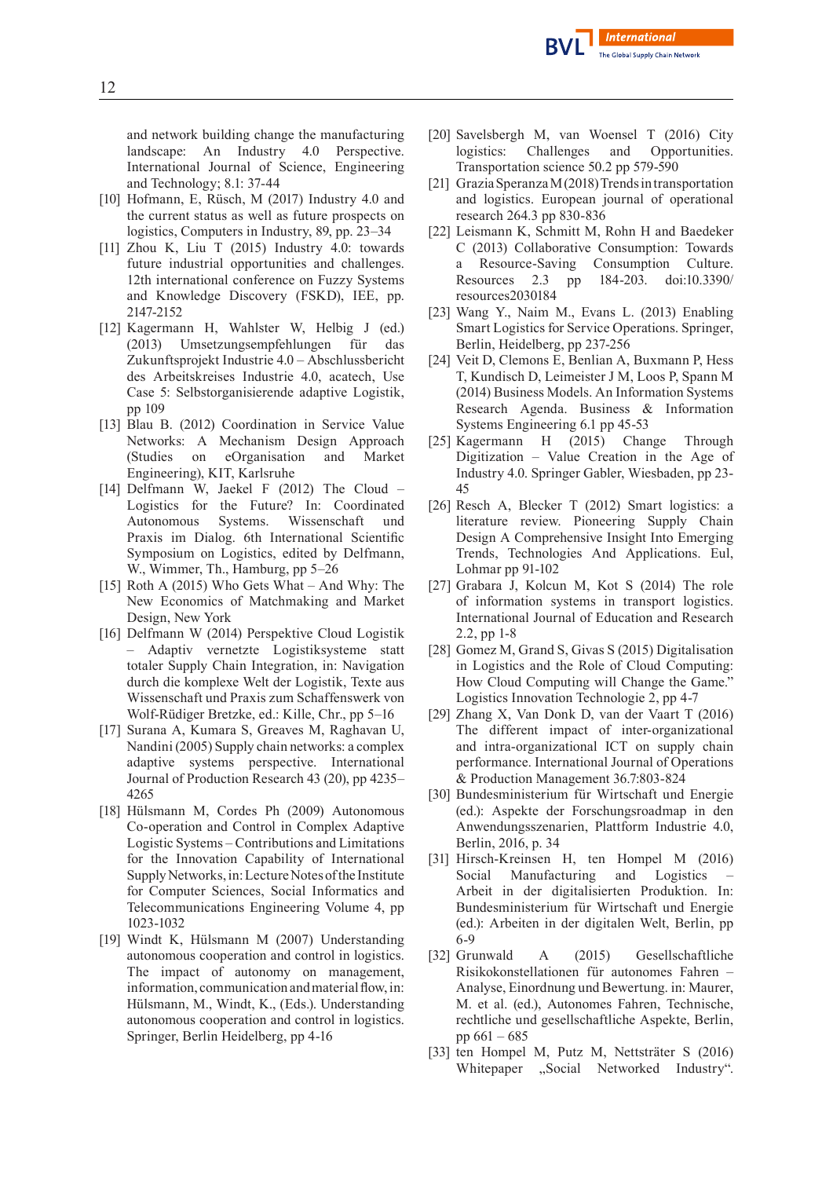and network building change the manufacturing landscape: An Industry 4.0 Perspective. International Journal of Science, Engineering and Technology; 8.1: 37-44

[10] Hofmann, E, Rüsch, M (2017) Industry 4.0 and the current status as well as future prospects on logistics, Computers in Industry, 89, pp. 23–34

[11] Zhou K, Liu T (2015) Industry 4.0: towards future industrial opportunities and challenges. 12th international conference on Fuzzy Systems and Knowledge Discovery (FSKD), IEE, pp. 2147-2152

[12] Kagermann H, Wahlster W, Helbig J (ed.) (2013) Umsetzungsempfehlungen für das Zukunftsprojekt Industrie 4.0 – Abschlussbericht des Arbeitskreises Industrie 4.0, acatech, Use Case 5: Selbstorganisierende adaptive Logistik, pp 109

[13] Blau B. (2012) Coordination in Service Value Networks: A Mechanism Design Approach (Studies on eOrganisation and Market Engineering), KIT, Karlsruhe

[14] Delfmann W, Jaekel F (2012) The Cloud – Logistics for the Future? In: Coordinated Autonomous Systems. Wissenschaft und Praxis im Dialog. 6th International Scientific Symposium on Logistics, edited by Delfmann, W., Wimmer, Th., Hamburg, pp 5–26

[15] Roth A (2015) Who Gets What – And Why: The New Economics of Matchmaking and Market Design, New York

[16] Delfmann W (2014) Perspektive Cloud Logistik – Adaptiv vernetzte Logistiksysteme statt totaler Supply Chain Integration, in: Navigation durch die komplexe Welt der Logistik, Texte aus Wissenschaft und Praxis zum Schaffenswerk von Wolf-Rüdiger Bretzke, ed.: Kille, Chr., pp 5–16

[17] Surana A, Kumara S, Greaves M, Raghavan U, Nandini (2005) Supply chain networks: a complex adaptive systems perspective. International Journal of Production Research 43 (20), pp 4235–4265

[18] Hülsmann M, Cordes Ph (2009) Autonomous Co-operation and Control in Complex Adaptive Logistic Systems – Contributions and Limitations for the Innovation Capability of International Supply Networks, in: Lecture Notes of the Institute for Computer Sciences, Social Informatics and Telecommunications Engineering Volume 4, pp 1023-1032

[19] Windt K, Hülsmann M (2007) Understanding autonomous cooperation and control in logistics. The impact of autonomy on management, information, communication and material flow, in: Hülsmann, M., Windt, K., (Eds.). Understanding autonomous cooperation and control in logistics. Springer, Berlin Heidelberg, pp 4-16

[20] Savelsbergh M, van Woensel T (2016) City logistics: Challenges and Opportunities. Transportation science 50.2 pp 579-590

[21] Grazia Speranza M (2018) Trends in transportation and logistics. European journal of operational research 264.3 pp 830-836

[22] Leismann K, Schmitt M, Rohn H and Baedeker C (2013) Collaborative Consumption: Towards a Resource-Saving Consumption Culture. Resources 2.3 pp 184-203. doi:10.3390/resources2030184

[23] Wang Y., Naim M., Evans L. (2013) Enabling Smart Logistics for Service Operations. Springer, Berlin, Heidelberg, pp 237-256

[24] Veit D, Clemons E, Benlian A, Buxmann P, Hess T, Kundisch D, Leimeister J M, Loos P, Spann M (2014) Business Models. An Information Systems Research Agenda. Business & Information Systems Engineering 6.1 pp 45-53

[25] Kagermann H (2015) Change Through Digitization – Value Creation in the Age of Industry 4.0. Springer Gabler, Wiesbaden, pp 23-45

[26] Resch A, Blecker T (2012) Smart logistics: a literature review. Pioneering Supply Chain Design A Comprehensive Insight Into Emerging Trends, Technologies And Applications. Eul, Lohmar pp 91-102

[27] Grabara J, Kolcun M, Kot S (2014) The role of information systems in transport logistics. International Journal of Education and Research 2.2, pp 1-8

[28] Gomez M, Grand S, Givas S (2015) Digitalisation in Logistics and the Role of Cloud Computing: How Cloud Computing will Change the Game." Logistics Innovation Technologie 2, pp 4-7

[29] Zhang X, Van Donk D, van der Vaart T (2016) The different impact of inter-organizational and intra-organizational ICT on supply chain performance. International Journal of Operations & Production Management 36.7:803-824

[30] Bundesministerium für Wirtschaft und Energie (ed.): Aspekte der Forschungsroadmap in den Anwendungsszenarien, Plattform Industrie 4.0, Berlin, 2016, p. 34

[31] Hirsch-Kreinsen H, ten Hompel M (2016) Social Manufacturing and Logistics – Arbeit in der digitalisierten Produktion. In: Bundesministerium für Wirtschaft und Energie (ed.): Arbeiten in der digitalen Welt, Berlin, pp 6-9

[32] Grunwald A (2015) Gesellschaftliche Risikokonstellationen für autonomes Fahren – Analyse, Einordnung und Bewertung. in: Maurer, M. et al. (ed.), Autonomes Fahren, Technische, rechtliche und gesellschaftliche Aspekte, Berlin, pp 661 – 685

[33] ten Hompel M, Putz M, Nettsträter S (2016) Whitepaper „Social Networked Industry".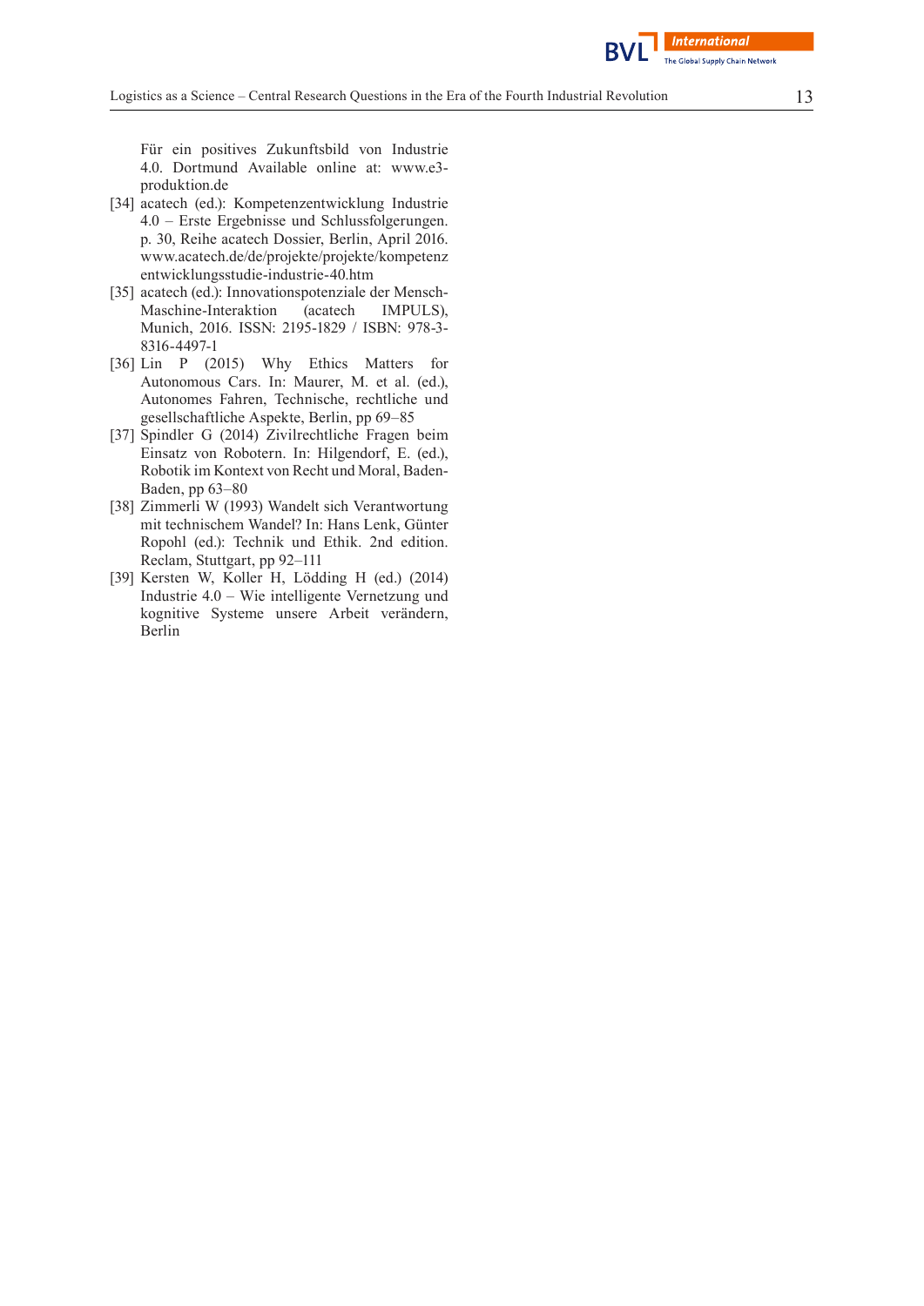Für ein positives Zukunftsbild von Industrie 4.0. Dortmund Available online at: www.e3-produktion.de

[34] acatech (ed.): Kompetenzentwicklung Industrie 4.0 – Erste Ergebnisse und Schlussfolgerungen. p. 30, Reihe acatech Dossier, Berlin, April 2016. www.acatech.de/de/projekte/projekte/kompetenzentwicklungsstudie-industrie-40.htm

[35] acatech (ed.): Innovationspotenziale der Mensch-Maschine-Interaktion (acatech IMPULS), Munich, 2016. ISSN: 2195-1829 / ISBN: 978-3-8316-4497-1

[36] Lin P (2015) Why Ethics Matters for Autonomous Cars. In: Maurer, M. et al. (ed.), Autonomes Fahren, Technische, rechtliche und gesellschaftliche Aspekte, Berlin, pp 69–85

[37] Spindler G (2014) Zivilrechtliche Fragen beim Einsatz von Robotern. In: Hilgendorf, E. (ed.), Robotik im Kontext von Recht und Moral, Baden-Baden, pp 63–80

[38] Zimmerli W (1993) Wandelt sich Verantwortung mit technischem Wandel? In: Hans Lenk, Günter Ropohl (ed.): Technik und Ethik. 2nd edition. Reclam, Stuttgart, pp 92–111

[39] Kersten W, Koller H, Lödding H (ed.) (2014) Industrie 4.0 – Wie intelligente Vernetzung und kognitive Systeme unsere Arbeit verändern, Berlin